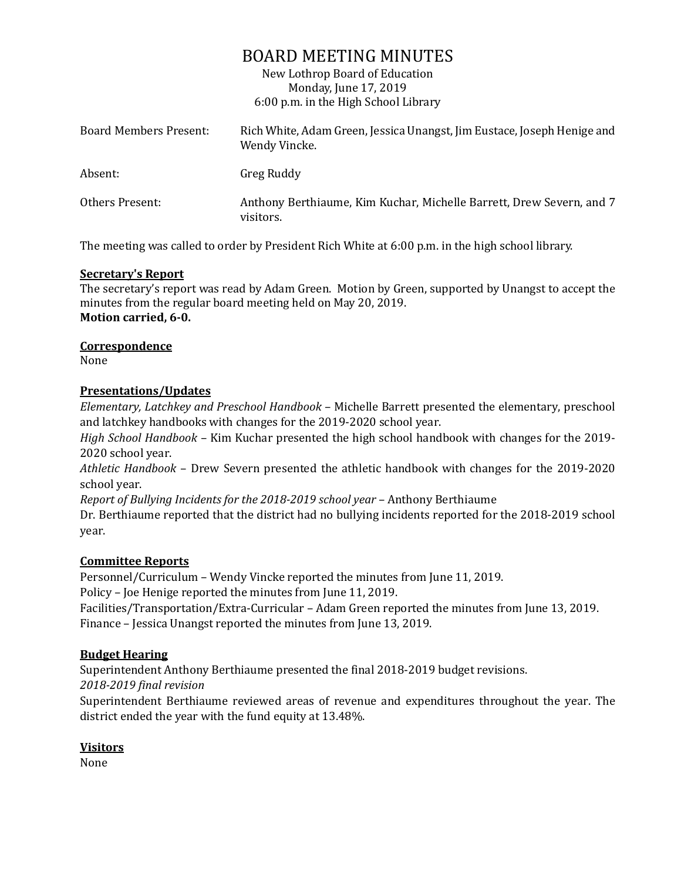# BOARD MEETING MINUTES

New Lothrop Board of Education
Monday, June 17, 2019
6:00 p.m. in the High School Library

| | |
|---|---|
| Board Members Present: | Rich White, Adam Green, Jessica Unangst, Jim Eustace, Joseph Henige and Wendy Vincke. |
| Absent: | Greg Ruddy |
| Others Present: | Anthony Berthiaume, Kim Kuchar, Michelle Barrett, Drew Severn, and 7 visitors. |

The meeting was called to order by President Rich White at 6:00 p.m. in the high school library.

**Secretary's Report**

The secretary's report was read by Adam Green. Motion by Green, supported by Unangst to accept the minutes from the regular board meeting held on May 20, 2019.
**Motion carried, 6-0.**

**Correspondence**

None

**Presentations/Updates**

*Elementary, Latchkey and Preschool Handbook* – Michelle Barrett presented the elementary, preschool and latchkey handbooks with changes for the 2019-2020 school year.
*High School Handbook* – Kim Kuchar presented the high school handbook with changes for the 2019-2020 school year.
*Athletic Handbook* – Drew Severn presented the athletic handbook with changes for the 2019-2020 school year.
*Report of Bullying Incidents for the 2018-2019 school year* – Anthony Berthiaume
Dr. Berthiaume reported that the district had no bullying incidents reported for the 2018-2019 school year.

**Committee Reports**

Personnel/Curriculum – Wendy Vincke reported the minutes from June 11, 2019.
Policy – Joe Henige reported the minutes from June 11, 2019.
Facilities/Transportation/Extra-Curricular – Adam Green reported the minutes from June 13, 2019.
Finance – Jessica Unangst reported the minutes from June 13, 2019.

**Budget Hearing**

Superintendent Anthony Berthiaume presented the final 2018-2019 budget revisions.
*2018-2019 final revision*
Superintendent Berthiaume reviewed areas of revenue and expenditures throughout the year. The district ended the year with the fund equity at 13.48%.

**Visitors**

None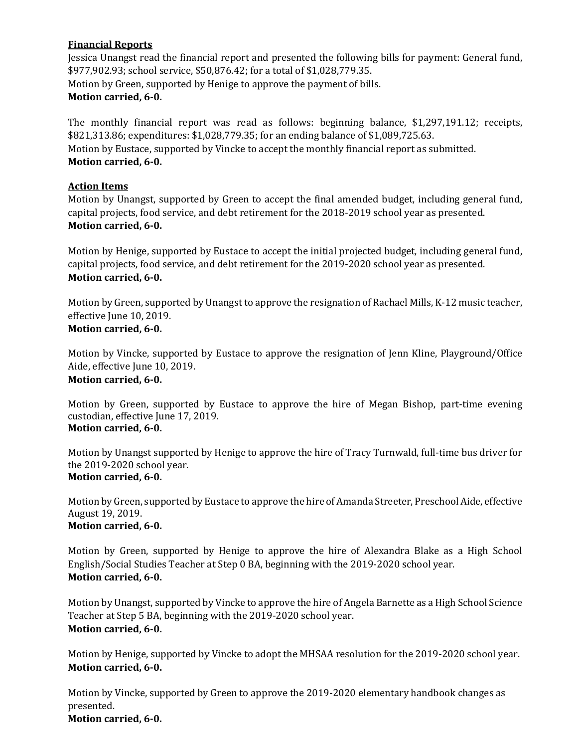**Financial Reports**

Jessica Unangst read the financial report and presented the following bills for payment: General fund, $977,902.93; school service, $50,876.42; for a total of $1,028,779.35.
Motion by Green, supported by Henige to approve the payment of bills.
**Motion carried, 6-0.**

The monthly financial report was read as follows: beginning balance, $1,297,191.12; receipts, $821,313.86; expenditures: $1,028,779.35; for an ending balance of $1,089,725.63.
Motion by Eustace, supported by Vincke to accept the monthly financial report as submitted.
**Motion carried, 6-0.**

**Action Items**

Motion by Unangst, supported by Green to accept the final amended budget, including general fund, capital projects, food service, and debt retirement for the 2018-2019 school year as presented.
**Motion carried, 6-0.**

Motion by Henige, supported by Eustace to accept the initial projected budget, including general fund, capital projects, food service, and debt retirement for the 2019-2020 school year as presented.
**Motion carried, 6-0.**

Motion by Green, supported by Unangst to approve the resignation of Rachael Mills, K-12 music teacher, effective June 10, 2019.
**Motion carried, 6-0.**

Motion by Vincke, supported by Eustace to approve the resignation of Jenn Kline, Playground/Office Aide, effective June 10, 2019.
**Motion carried, 6-0.**

Motion by Green, supported by Eustace to approve the hire of Megan Bishop, part-time evening custodian, effective June 17, 2019.
**Motion carried, 6-0.**

Motion by Unangst supported by Henige to approve the hire of Tracy Turnwald, full-time bus driver for the 2019-2020 school year.
**Motion carried, 6-0.**

Motion by Green, supported by Eustace to approve the hire of Amanda Streeter, Preschool Aide, effective August 19, 2019.
**Motion carried, 6-0.**

Motion by Green, supported by Henige to approve the hire of Alexandra Blake as a High School English/Social Studies Teacher at Step 0 BA, beginning with the 2019-2020 school year.
**Motion carried, 6-0.**

Motion by Unangst, supported by Vincke to approve the hire of Angela Barnette as a High School Science Teacher at Step 5 BA, beginning with the 2019-2020 school year.
**Motion carried, 6-0.**

Motion by Henige, supported by Vincke to adopt the MHSAA resolution for the 2019-2020 school year.
**Motion carried, 6-0.**

Motion by Vincke, supported by Green to approve the 2019-2020 elementary handbook changes as presented.
**Motion carried, 6-0.**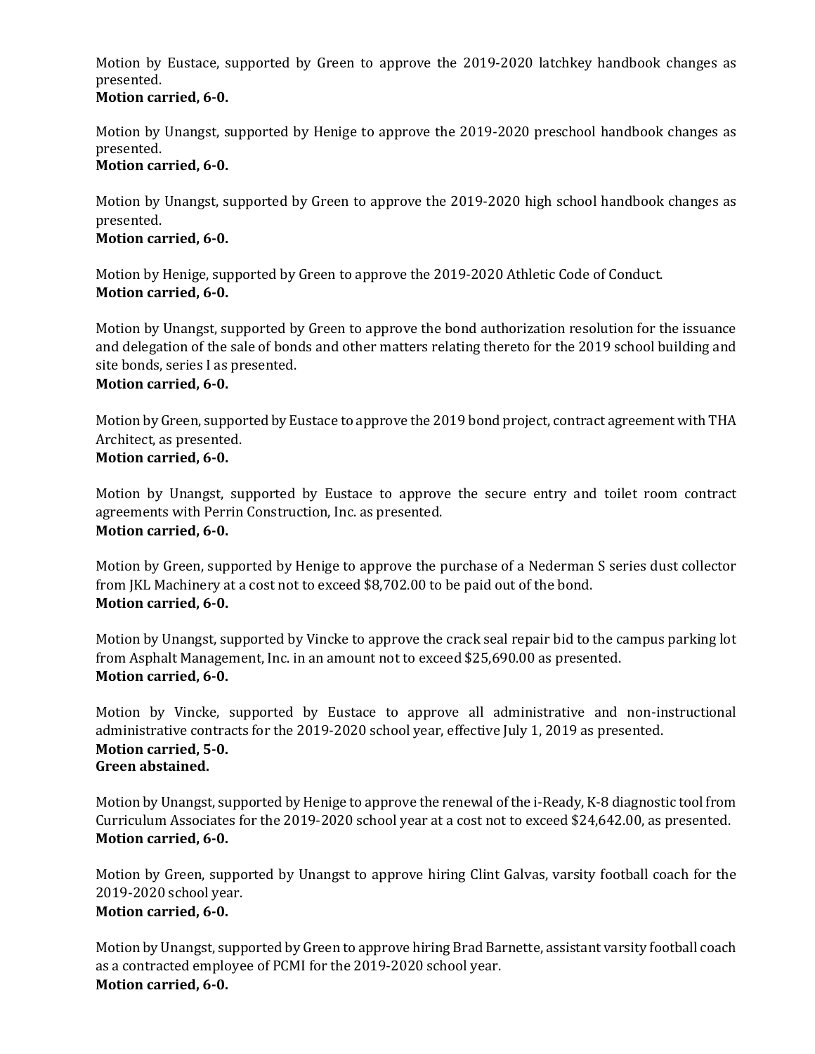Motion by Eustace, supported by Green to approve the 2019-2020 latchkey handbook changes as presented.
**Motion carried, 6-0.**

Motion by Unangst, supported by Henige to approve the 2019-2020 preschool handbook changes as presented.
**Motion carried, 6-0.**

Motion by Unangst, supported by Green to approve the 2019-2020 high school handbook changes as presented.
**Motion carried, 6-0.**

Motion by Henige, supported by Green to approve the 2019-2020 Athletic Code of Conduct.
**Motion carried, 6-0.**

Motion by Unangst, supported by Green to approve the bond authorization resolution for the issuance and delegation of the sale of bonds and other matters relating thereto for the 2019 school building and site bonds, series I as presented.
**Motion carried, 6-0.**

Motion by Green, supported by Eustace to approve the 2019 bond project, contract agreement with THA Architect, as presented.
**Motion carried, 6-0.**

Motion by Unangst, supported by Eustace to approve the secure entry and toilet room contract agreements with Perrin Construction, Inc. as presented.
**Motion carried, 6-0.**

Motion by Green, supported by Henige to approve the purchase of a Nederman S series dust collector from JKL Machinery at a cost not to exceed $8,702.00 to be paid out of the bond.
**Motion carried, 6-0.**

Motion by Unangst, supported by Vincke to approve the crack seal repair bid to the campus parking lot from Asphalt Management, Inc. in an amount not to exceed $25,690.00 as presented.
**Motion carried, 6-0.**

Motion by Vincke, supported by Eustace to approve all administrative and non-instructional administrative contracts for the 2019-2020 school year, effective July 1, 2019 as presented.
**Motion carried, 5-0.**
**Green abstained.**

Motion by Unangst, supported by Henige to approve the renewal of the i-Ready, K-8 diagnostic tool from Curriculum Associates for the 2019-2020 school year at a cost not to exceed $24,642.00, as presented.
**Motion carried, 6-0.**

Motion by Green, supported by Unangst to approve hiring Clint Galvas, varsity football coach for the 2019-2020 school year.
**Motion carried, 6-0.**

Motion by Unangst, supported by Green to approve hiring Brad Barnette, assistant varsity football coach as a contracted employee of PCMI for the 2019-2020 school year.
**Motion carried, 6-0.**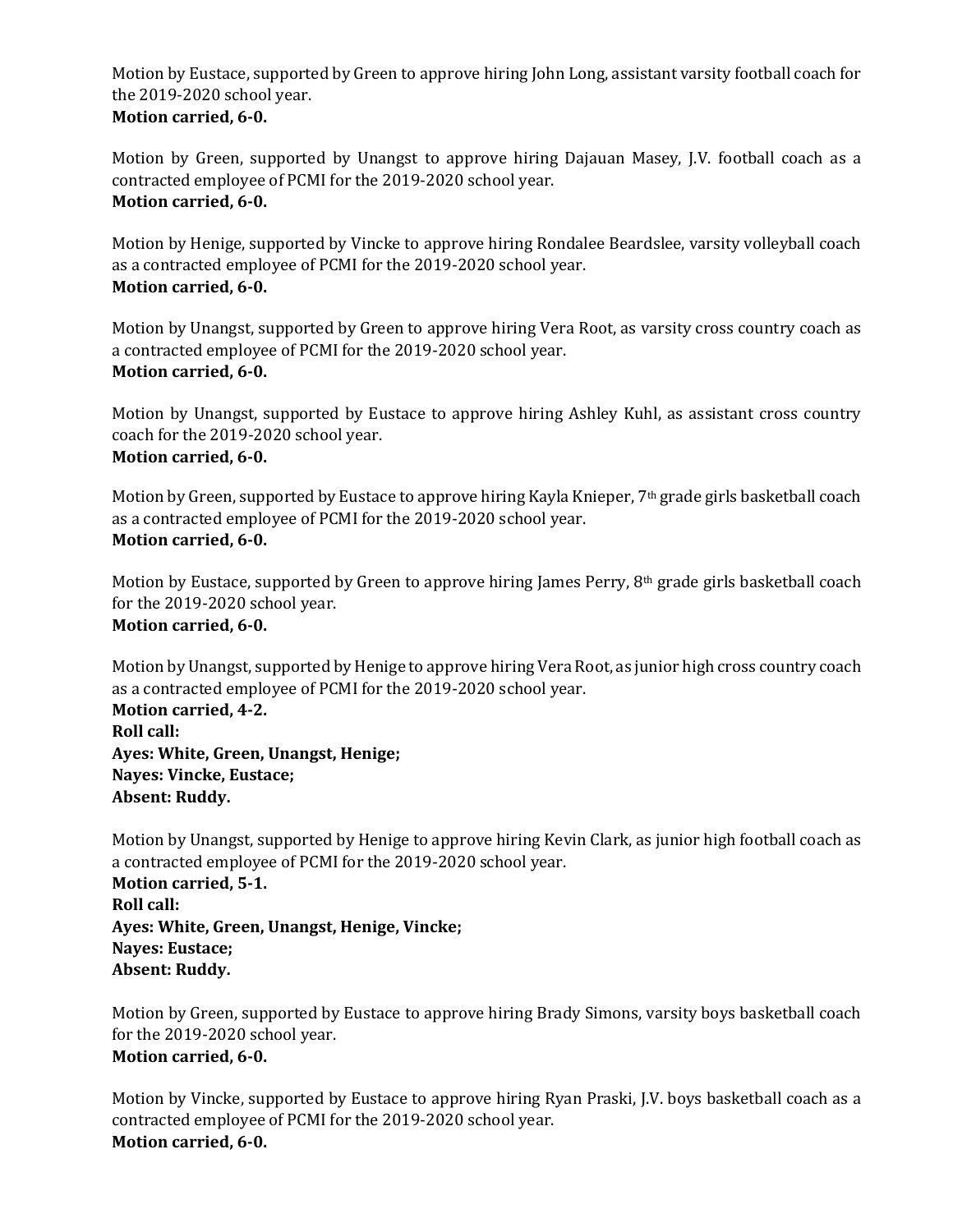Motion by Eustace, supported by Green to approve hiring John Long, assistant varsity football coach for the 2019-2020 school year.
**Motion carried, 6-0.**

Motion by Green, supported by Unangst to approve hiring Dajauan Masey, J.V. football coach as a contracted employee of PCMI for the 2019-2020 school year.
**Motion carried, 6-0.**

Motion by Henige, supported by Vincke to approve hiring Rondalee Beardslee, varsity volleyball coach as a contracted employee of PCMI for the 2019-2020 school year.
**Motion carried, 6-0.**

Motion by Unangst, supported by Green to approve hiring Vera Root, as varsity cross country coach as a contracted employee of PCMI for the 2019-2020 school year.
**Motion carried, 6-0.**

Motion by Unangst, supported by Eustace to approve hiring Ashley Kuhl, as assistant cross country coach for the 2019-2020 school year.
**Motion carried, 6-0.**

Motion by Green, supported by Eustace to approve hiring Kayla Knieper, 7th grade girls basketball coach as a contracted employee of PCMI for the 2019-2020 school year.
**Motion carried, 6-0.**

Motion by Eustace, supported by Green to approve hiring James Perry, 8th grade girls basketball coach for the 2019-2020 school year.
**Motion carried, 6-0.**

Motion by Unangst, supported by Henige to approve hiring Vera Root, as junior high cross country coach as a contracted employee of PCMI for the 2019-2020 school year.
**Motion carried, 4-2.**
**Roll call:**
**Ayes: White, Green, Unangst, Henige;**
**Nayes: Vincke, Eustace;**
**Absent: Ruddy.**

Motion by Unangst, supported by Henige to approve hiring Kevin Clark, as junior high football coach as a contracted employee of PCMI for the 2019-2020 school year.
**Motion carried, 5-1.**
**Roll call:**
**Ayes: White, Green, Unangst, Henige, Vincke;**
**Nayes: Eustace;**
**Absent: Ruddy.**

Motion by Green, supported by Eustace to approve hiring Brady Simons, varsity boys basketball coach for the 2019-2020 school year.
**Motion carried, 6-0.**

Motion by Vincke, supported by Eustace to approve hiring Ryan Praski, J.V. boys basketball coach as a contracted employee of PCMI for the 2019-2020 school year.
**Motion carried, 6-0.**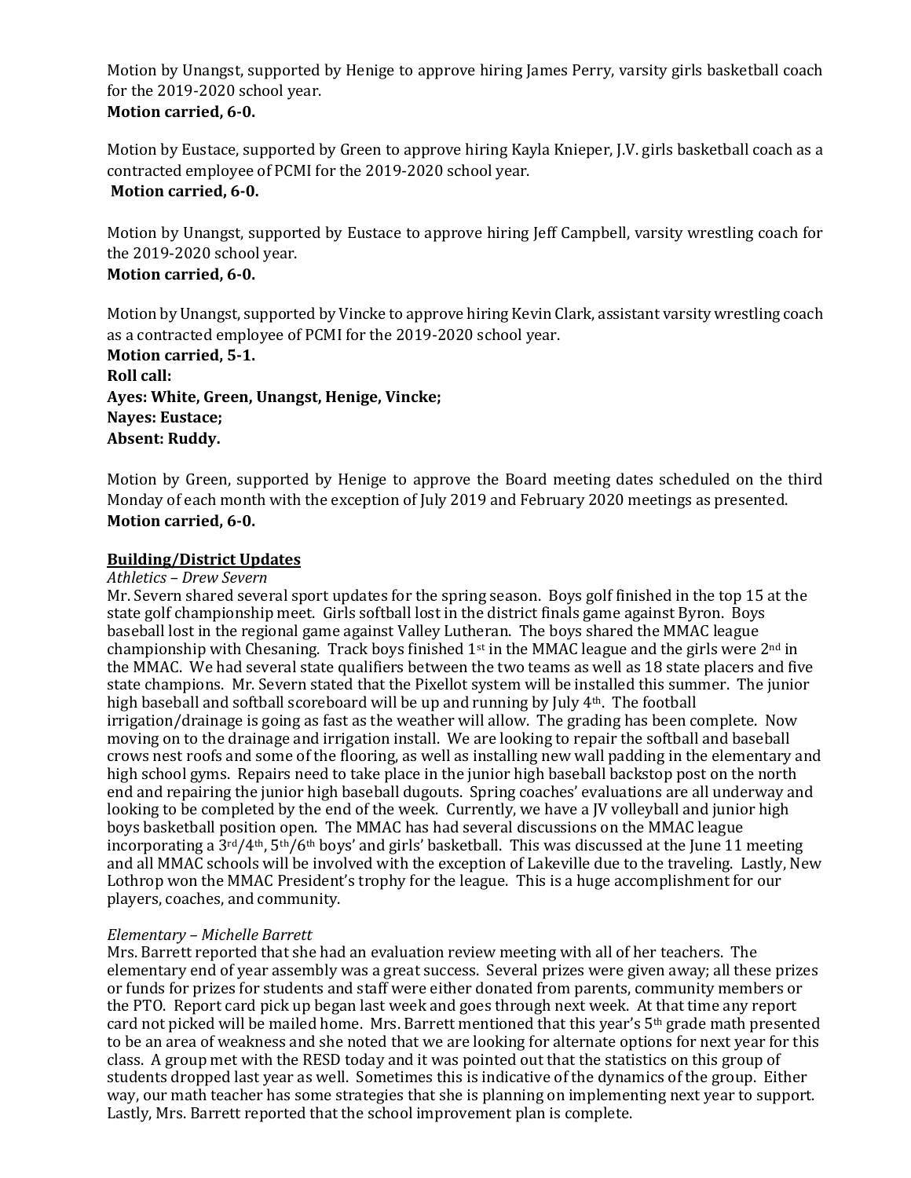Motion by Unangst, supported by Henige to approve hiring James Perry, varsity girls basketball coach for the 2019-2020 school year.
**Motion carried, 6-0.**

Motion by Eustace, supported by Green to approve hiring Kayla Knieper, J.V. girls basketball coach as a contracted employee of PCMI for the 2019-2020 school year.
**Motion carried, 6-0.**

Motion by Unangst, supported by Eustace to approve hiring Jeff Campbell, varsity wrestling coach for the 2019-2020 school year.
**Motion carried, 6-0.**

Motion by Unangst, supported by Vincke to approve hiring Kevin Clark, assistant varsity wrestling coach as a contracted employee of PCMI for the 2019-2020 school year.
**Motion carried, 5-1.**
**Roll call:**
**Ayes: White, Green, Unangst, Henige, Vincke;**
**Nayes: Eustace;**
**Absent: Ruddy.**

Motion by Green, supported by Henige to approve the Board meeting dates scheduled on the third Monday of each month with the exception of July 2019 and February 2020 meetings as presented.
**Motion carried, 6-0.**

**Building/District Updates**

*Athletics – Drew Severn*

Mr. Severn shared several sport updates for the spring season. Boys golf finished in the top 15 at the state golf championship meet. Girls softball lost in the district finals game against Byron. Boys baseball lost in the regional game against Valley Lutheran. The boys shared the MMAC league championship with Chesaning. Track boys finished 1st in the MMAC league and the girls were 2nd in the MMAC. We had several state qualifiers between the two teams as well as 18 state placers and five state champions. Mr. Severn stated that the Pixellot system will be installed this summer. The junior high baseball and softball scoreboard will be up and running by July 4th. The football irrigation/drainage is going as fast as the weather will allow. The grading has been complete. Now moving on to the drainage and irrigation install. We are looking to repair the softball and baseball crows nest roofs and some of the flooring, as well as installing new wall padding in the elementary and high school gyms. Repairs need to take place in the junior high baseball backstop post on the north end and repairing the junior high baseball dugouts. Spring coaches' evaluations are all underway and looking to be completed by the end of the week. Currently, we have a JV volleyball and junior high boys basketball position open. The MMAC has had several discussions on the MMAC league incorporating a 3rd/4th, 5th/6th boys' and girls' basketball. This was discussed at the June 11 meeting and all MMAC schools will be involved with the exception of Lakeville due to the traveling. Lastly, New Lothrop won the MMAC President's trophy for the league. This is a huge accomplishment for our players, coaches, and community.

*Elementary – Michelle Barrett*

Mrs. Barrett reported that she had an evaluation review meeting with all of her teachers. The elementary end of year assembly was a great success. Several prizes were given away; all these prizes or funds for prizes for students and staff were either donated from parents, community members or the PTO. Report card pick up began last week and goes through next week. At that time any report card not picked will be mailed home. Mrs. Barrett mentioned that this year's 5th grade math presented to be an area of weakness and she noted that we are looking for alternate options for next year for this class. A group met with the RESD today and it was pointed out that the statistics on this group of students dropped last year as well. Sometimes this is indicative of the dynamics of the group. Either way, our math teacher has some strategies that she is planning on implementing next year to support. Lastly, Mrs. Barrett reported that the school improvement plan is complete.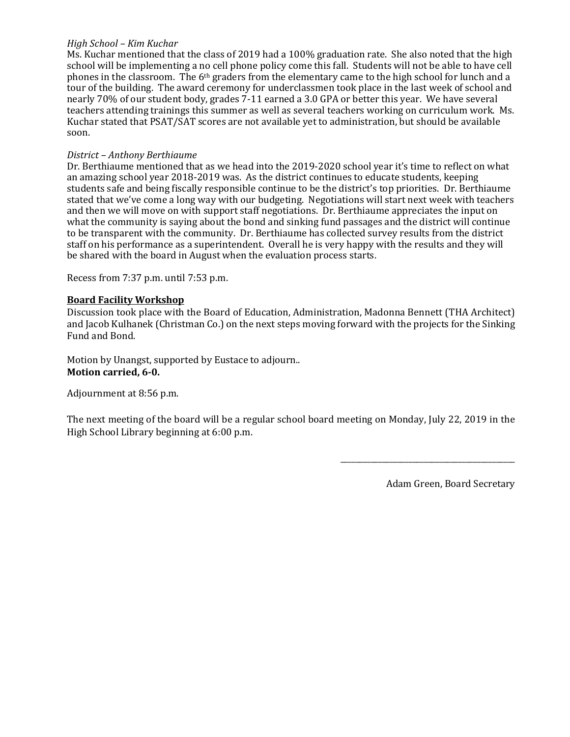*High School – Kim Kuchar*
Ms. Kuchar mentioned that the class of 2019 had a 100% graduation rate. She also noted that the high school will be implementing a no cell phone policy come this fall. Students will not be able to have cell phones in the classroom. The 6th graders from the elementary came to the high school for lunch and a tour of the building. The award ceremony for underclassmen took place in the last week of school and nearly 70% of our student body, grades 7-11 earned a 3.0 GPA or better this year. We have several teachers attending trainings this summer as well as several teachers working on curriculum work. Ms. Kuchar stated that PSAT/SAT scores are not available yet to administration, but should be available soon.

*District – Anthony Berthiaume*
Dr. Berthiaume mentioned that as we head into the 2019-2020 school year it's time to reflect on what an amazing school year 2018-2019 was. As the district continues to educate students, keeping students safe and being fiscally responsible continue to be the district's top priorities. Dr. Berthiaume stated that we've come a long way with our budgeting. Negotiations will start next week with teachers and then we will move on with support staff negotiations. Dr. Berthiaume appreciates the input on what the community is saying about the bond and sinking fund passages and the district will continue to be transparent with the community. Dr. Berthiaume has collected survey results from the district staff on his performance as a superintendent. Overall he is very happy with the results and they will be shared with the board in August when the evaluation process starts.

Recess from 7:37 p.m. until 7:53 p.m.

**Board Facility Workshop**
Discussion took place with the Board of Education, Administration, Madonna Bennett (THA Architect) and Jacob Kulhanek (Christman Co.) on the next steps moving forward with the projects for the Sinking Fund and Bond.

Motion by Unangst, supported by Eustace to adjourn..
**Motion carried, 6-0.**

Adjournment at 8:56 p.m.

The next meeting of the board will be a regular school board meeting on Monday, July 22, 2019 in the High School Library beginning at 6:00 p.m.

\_\_\_\_\_\_\_\_\_\_\_\_\_\_\_\_\_\_\_\_\_\_\_\_\_\_\_\_\_\_\_\_\_\_\_\_\_\_

Adam Green, Board Secretary